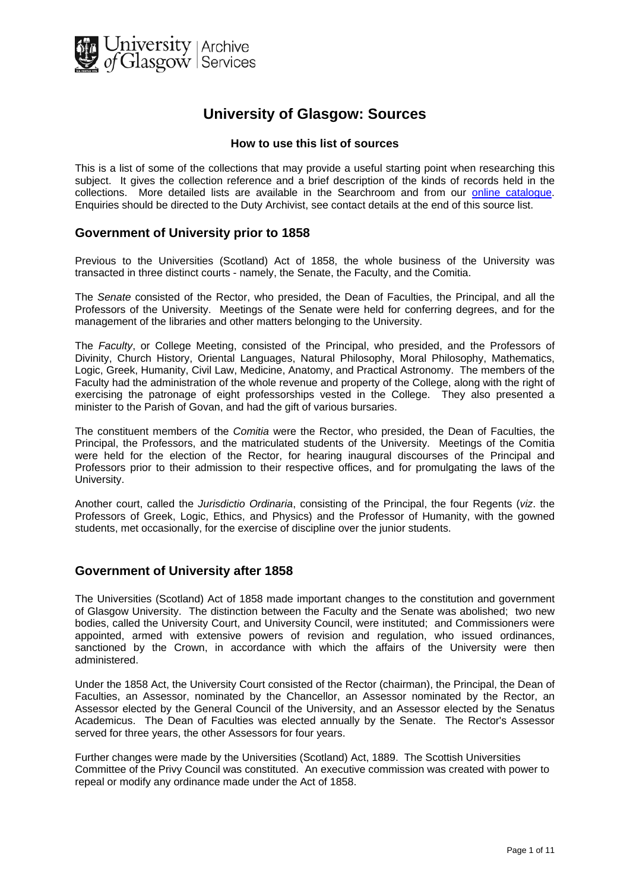# University of Glasgow: Sources

### How to use this list of sources

This is a list of some of the collections that may provide a useful starting point when researching this subject. It gives the collection reference and a brief description of the kinds of records held in the collections. More detailed lists are available in the Searchroom and from our online catalogue. Enquiries should be directed to the Duty Archivist, see contact details at the end of this source list.

## Government of University prior to 1858

Previous to the Universities (Scotland) Act of 1858, the whole business of the University was transacted in three distinct courts - namely, the Senate, the Faculty, and the Comitia.

The *Senate* consisted of the Rector, who presided, the Dean of Faculties, the Principal, and all the Professors of the University. Meetings of the Senate were held for conferring degrees, and for the management of the libraries and other matters belonging to the University.

The *Faculty*, or College Meeting, consisted of the Principal, who presided, and the Professors of Divinity, Church History, Oriental Languages, Natural Philosophy, Moral Philosophy, Mathematics, Logic, Greek, Humanity, Civil Law, Medicine, Anatomy, and Practical Astronomy. The members of the Faculty had the administration of the whole revenue and property of the College, along with the right of exercising the patronage of eight professorships vested in the College. They also presented a minister to the Parish of Govan, and had the gift of various bursaries.

The constituent members of the *Comitia* were the Rector, who presided, the Dean of Faculties, the Principal, the Professors, and the matriculated students of the University. Meetings of the Comitia were held for the election of the Rector, for hearing inaugural discourses of the Principal and Professors prior to their admission to their respective offices, and for promulgating the laws of the University.

Another court, called the *Jurisdictio Ordinaria*, consisting of the Principal, the four Regents (*viz*. the Professors of Greek, Logic, Ethics, and Physics) and the Professor of Humanity, with the gowned students, met occasionally, for the exercise of discipline over the junior students.

## Government of University after 1858

The Universities (Scotland) Act of 1858 made important changes to the constitution and government of Glasgow University. The distinction between the Faculty and the Senate was abolished; two new bodies, called the University Court, and University Council, were instituted; and Commissioners were appointed, armed with extensive powers of revision and regulation, who issued ordinances, sanctioned by the Crown, in accordance with which the affairs of the University were then administered.

Under the 1858 Act, the University Court consisted of the Rector (chairman), the Principal, the Dean of Faculties, an Assessor, nominated by the Chancellor, an Assessor nominated by the Rector, an Assessor elected by the General Council of the University, and an Assessor elected by the Senatus Academicus. The Dean of Faculties was elected annually by the Senate. The Rector's Assessor served for three years, the other Assessors for four years.

Further changes were made by the Universities (Scotland) Act, 1889. The Scottish Universities Committee of the Privy Council was constituted. An executive commission was created with power to repeal or modify any ordinance made under the Act of 1858.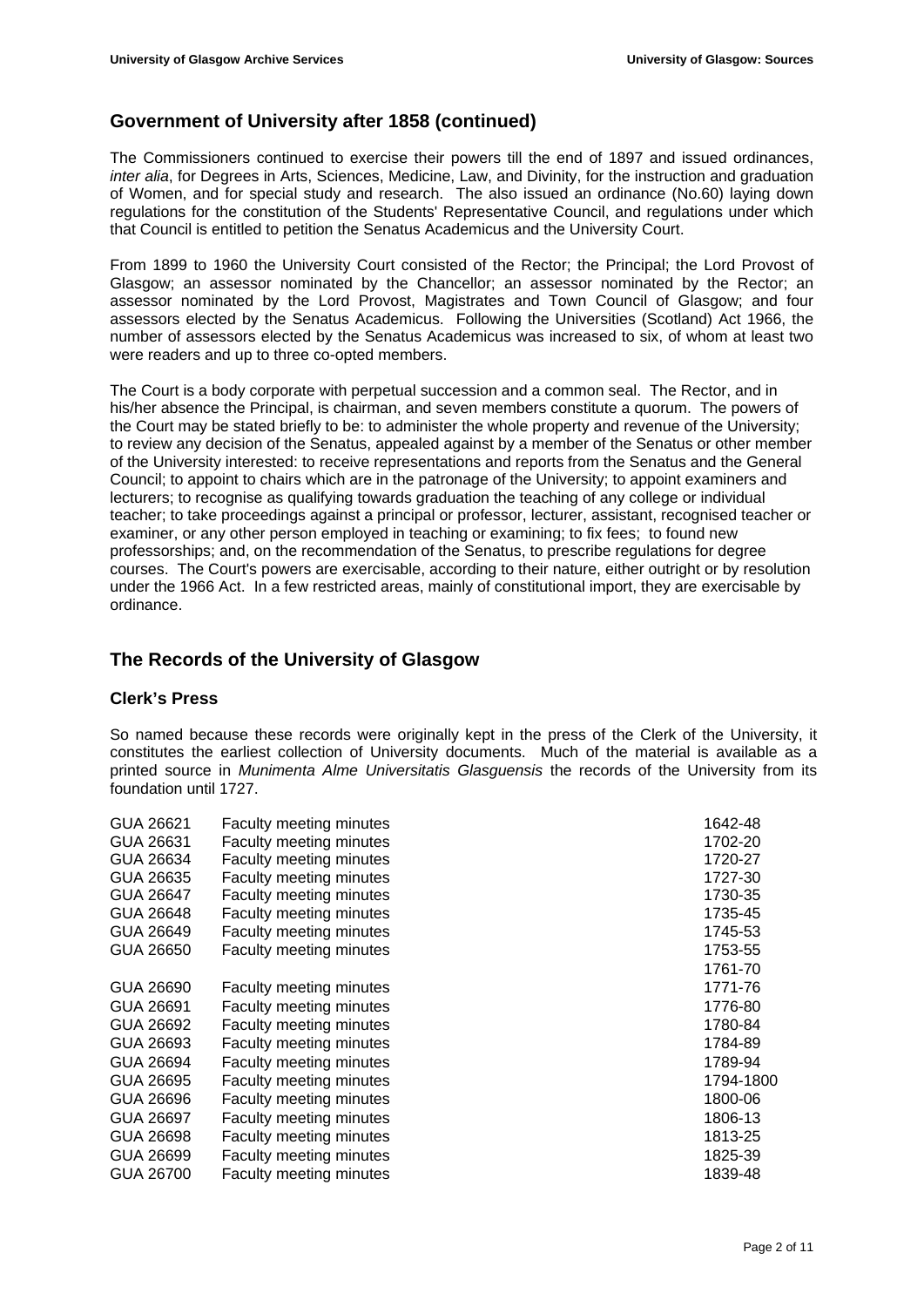## Government of University after 1858 (continued)

The Commissioners continued to exercise their powers till the end of 1897 and issued ordinances, *inter alia*, for Degrees in Arts, Sciences, Medicine, Law, and Divinity, for the instruction and graduation of Women, and for special study and research. The also issued an ordinance (No.60) laying down regulations for the constitution of the Students' Representative Council, and regulations under which that Council is entitled to petition the Senatus Academicus and the University Court.

From 1899 to 1960 the University Court consisted of the Rector; the Principal; the Lord Provost of Glasgow; an assessor nominated by the Chancellor; an assessor nominated by the Rector; an assessor nominated by the Lord Provost, Magistrates and Town Council of Glasgow; and four assessors elected by the Senatus Academicus. Following the Universities (Scotland) Act 1966, the number of assessors elected by the Senatus Academicus was increased to six, of whom at least two were readers and up to three co-opted members.

The Court is a body corporate with perpetual succession and a common seal. The Rector, and in his/her absence the Principal, is chairman, and seven members constitute a quorum. The powers of the Court may be stated briefly to be: to administer the whole property and revenue of the University; to review any decision of the Senatus, appealed against by a member of the Senatus or other member of the University interested: to receive representations and reports from the Senatus and the General Council; to appoint to chairs which are in the patronage of the University; to appoint examiners and lecturers; to recognise as qualifying towards graduation the teaching of any college or individual teacher; to take proceedings against a principal or professor, lecturer, assistant, recognised teacher or examiner, or any other person employed in teaching or examining; to fix fees; to found new professorships; and, on the recommendation of the Senatus, to prescribe regulations for degree courses. The Court's powers are exercisable, according to their nature, either outright or by resolution under the 1966 Act. In a few restricted areas, mainly of constitutional import, they are exercisable by ordinance.

## The Records of the University of Glasgow

### Clerk's Press

So named because these records were originally kept in the press of the Clerk of the University, it constitutes the earliest collection of University documents. Much of the material is available as a printed source in *Munimenta Alme Universitatis Glasguensis* the records of the University from its foundation until 1727.

| | | |
|---|---|---|
| GUA 26621 | Faculty meeting minutes | 1642-48 |
| GUA 26631 | Faculty meeting minutes | 1702-20 |
| GUA 26634 | Faculty meeting minutes | 1720-27 |
| GUA 26635 | Faculty meeting minutes | 1727-30 |
| GUA 26647 | Faculty meeting minutes | 1730-35 |
| GUA 26648 | Faculty meeting minutes | 1735-45 |
| GUA 26649 | Faculty meeting minutes | 1745-53 |
| GUA 26650 | Faculty meeting minutes | 1753-55 |
| | | 1761-70 |
| GUA 26690 | Faculty meeting minutes | 1771-76 |
| GUA 26691 | Faculty meeting minutes | 1776-80 |
| GUA 26692 | Faculty meeting minutes | 1780-84 |
| GUA 26693 | Faculty meeting minutes | 1784-89 |
| GUA 26694 | Faculty meeting minutes | 1789-94 |
| GUA 26695 | Faculty meeting minutes | 1794-1800 |
| GUA 26696 | Faculty meeting minutes | 1800-06 |
| GUA 26697 | Faculty meeting minutes | 1806-13 |
| GUA 26698 | Faculty meeting minutes | 1813-25 |
| GUA 26699 | Faculty meeting minutes | 1825-39 |
| GUA 26700 | Faculty meeting minutes | 1839-48 |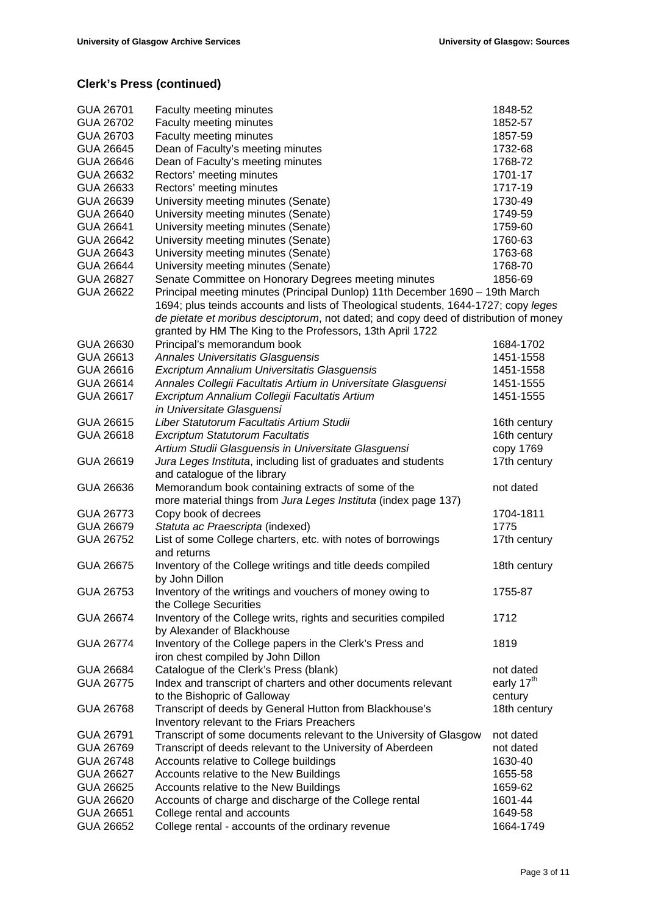## Clerk's Press (continued)

| | | |
|---|---|---|
| GUA 26701 | Faculty meeting minutes | 1848-52 |
| GUA 26702 | Faculty meeting minutes | 1852-57 |
| GUA 26703 | Faculty meeting minutes | 1857-59 |
| GUA 26645 | Dean of Faculty's meeting minutes | 1732-68 |
| GUA 26646 | Dean of Faculty's meeting minutes | 1768-72 |
| GUA 26632 | Rectors' meeting minutes | 1701-17 |
| GUA 26633 | Rectors' meeting minutes | 1717-19 |
| GUA 26639 | University meeting minutes (Senate) | 1730-49 |
| GUA 26640 | University meeting minutes (Senate) | 1749-59 |
| GUA 26641 | University meeting minutes (Senate) | 1759-60 |
| GUA 26642 | University meeting minutes (Senate) | 1760-63 |
| GUA 26643 | University meeting minutes (Senate) | 1763-68 |
| GUA 26644 | University meeting minutes (Senate) | 1768-70 |
| GUA 26827 | Senate Committee on Honorary Degrees meeting minutes | 1856-69 |
| GUA 26622 | Principal meeting minutes (Principal Dunlop) 11th December 1690 – 19th March 1694; plus teinds accounts and lists of Theological students, 1644-1727; copy *leges de pietate et moribus desciptorum*, not dated; and copy deed of distribution of money granted by HM The King to the Professors, 13th April 1722 | |
| GUA 26630 | Principal's memorandum book | 1684-1702 |
| GUA 26613 | *Annales Universitatis Glasguensis* | 1451-1558 |
| GUA 26616 | *Excriptum Annalium Universitatis Glasguensis* | 1451-1558 |
| GUA 26614 | *Annales Collegii Facultatis Artium in Universitate Glasguensi* | 1451-1555 |
| GUA 26617 | *Excriptum Annalium Collegii Facultatis Artium in Universitate Glasguensi* | 1451-1555 |
| GUA 26615 | *Liber Statutorum Facultatis Artium Studii* | 16th century |
| GUA 26618 | *Excriptum Statutorum Facultatis Artium Studii Glasguensis in Universitate Glasguensi* | 16th century copy 1769 |
| GUA 26619 | *Jura Leges Instituta*, including list of graduates and students and catalogue of the library | 17th century |
| GUA 26636 | Memorandum book containing extracts of some of the more material things from *Jura Leges Instituta* (index page 137) | not dated |
| GUA 26773 | Copy book of decrees | 1704-1811 |
| GUA 26679 | *Statuta ac Praescripta* (indexed) | 1775 |
| GUA 26752 | List of some College charters, etc. with notes of borrowings and returns | 17th century |
| GUA 26675 | Inventory of the College writings and title deeds compiled by John Dillon | 18th century |
| GUA 26753 | Inventory of the writings and vouchers of money owing to the College Securities | 1755-87 |
| GUA 26674 | Inventory of the College writs, rights and securities compiled by Alexander of Blackhouse | 1712 |
| GUA 26774 | Inventory of the College papers in the Clerk's Press and iron chest compiled by John Dillon | 1819 |
| GUA 26684 | Catalogue of the Clerk's Press (blank) | not dated |
| GUA 26775 | Index and transcript of charters and other documents relevant to the Bishopric of Galloway | early 17th century |
| GUA 26768 | Transcript of deeds by General Hutton from Blackhouse's Inventory relevant to the Friars Preachers | 18th century |
| GUA 26791 | Transcript of some documents relevant to the University of Glasgow | not dated |
| GUA 26769 | Transcript of deeds relevant to the University of Aberdeen | not dated |
| GUA 26748 | Accounts relative to College buildings | 1630-40 |
| GUA 26627 | Accounts relative to the New Buildings | 1655-58 |
| GUA 26625 | Accounts relative to the New Buildings | 1659-62 |
| GUA 26620 | Accounts of charge and discharge of the College rental | 1601-44 |
| GUA 26651 | College rental and accounts | 1649-58 |
| GUA 26652 | College rental - accounts of the ordinary revenue | 1664-1749 |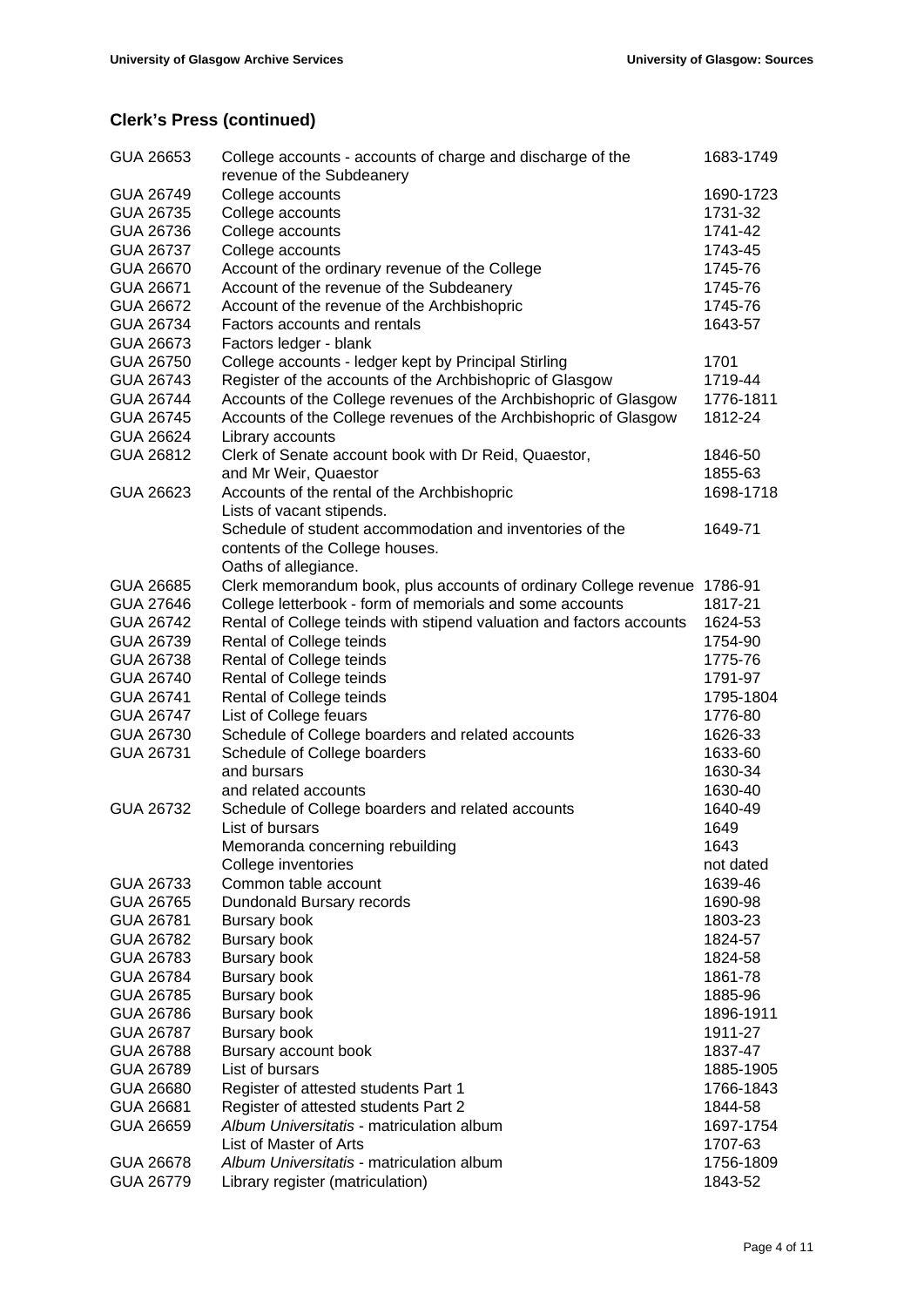## Clerk's Press (continued)

| | | |
|---|---|---|
| GUA 26653 | College accounts - accounts of charge and discharge of the revenue of the Subdeanery | 1683-1749 |
| GUA 26749 | College accounts | 1690-1723 |
| GUA 26735 | College accounts | 1731-32 |
| GUA 26736 | College accounts | 1741-42 |
| GUA 26737 | College accounts | 1743-45 |
| GUA 26670 | Account of the ordinary revenue of the College | 1745-76 |
| GUA 26671 | Account of the revenue of the Subdeanery | 1745-76 |
| GUA 26672 | Account of the revenue of the Archbishopric | 1745-76 |
| GUA 26734 | Factors accounts and rentals | 1643-57 |
| GUA 26673 | Factors ledger - blank | |
| GUA 26750 | College accounts - ledger kept by Principal Stirling | 1701 |
| GUA 26743 | Register of the accounts of the Archbishopric of Glasgow | 1719-44 |
| GUA 26744 | Accounts of the College revenues of the Archbishopric of Glasgow | 1776-1811 |
| GUA 26745 | Accounts of the College revenues of the Archbishopric of Glasgow | 1812-24 |
| GUA 26624 | Library accounts | |
| GUA 26812 | Clerk of Senate account book with Dr Reid, Quaestor, | 1846-50 |
| | and Mr Weir, Quaestor | 1855-63 |
| GUA 26623 | Accounts of the rental of the Archbishopric | 1698-1718 |
| | Lists of vacant stipends. | |
| | Schedule of student accommodation and inventories of the contents of the College houses. | 1649-71 |
| | Oaths of allegiance. | |
| GUA 26685 | Clerk memorandum book, plus accounts of ordinary College revenue | 1786-91 |
| GUA 27646 | College letterbook - form of memorials and some accounts | 1817-21 |
| GUA 26742 | Rental of College teinds with stipend valuation and factors accounts | 1624-53 |
| GUA 26739 | Rental of College teinds | 1754-90 |
| GUA 26738 | Rental of College teinds | 1775-76 |
| GUA 26740 | Rental of College teinds | 1791-97 |
| GUA 26741 | Rental of College teinds | 1795-1804 |
| GUA 26747 | List of College feuars | 1776-80 |
| GUA 26730 | Schedule of College boarders and related accounts | 1626-33 |
| GUA 26731 | Schedule of College boarders | 1633-60 |
| | and bursars | 1630-34 |
| | and related accounts | 1630-40 |
| GUA 26732 | Schedule of College boarders and related accounts | 1640-49 |
| | List of bursars | 1649 |
| | Memoranda concerning rebuilding | 1643 |
| | College inventories | not dated |
| GUA 26733 | Common table account | 1639-46 |
| GUA 26765 | Dundonald Bursary records | 1690-98 |
| GUA 26781 | Bursary book | 1803-23 |
| GUA 26782 | Bursary book | 1824-57 |
| GUA 26783 | Bursary book | 1824-58 |
| GUA 26784 | Bursary book | 1861-78 |
| GUA 26785 | Bursary book | 1885-96 |
| GUA 26786 | Bursary book | 1896-1911 |
| GUA 26787 | Bursary book | 1911-27 |
| GUA 26788 | Bursary account book | 1837-47 |
| GUA 26789 | List of bursars | 1885-1905 |
| GUA 26680 | Register of attested students Part 1 | 1766-1843 |
| GUA 26681 | Register of attested students Part 2 | 1844-58 |
| GUA 26659 | *Album Universitatis* - matriculation album | 1697-1754 |
| | List of Master of Arts | 1707-63 |
| GUA 26678 | *Album Universitatis* - matriculation album | 1756-1809 |
| GUA 26779 | Library register (matriculation) | 1843-52 |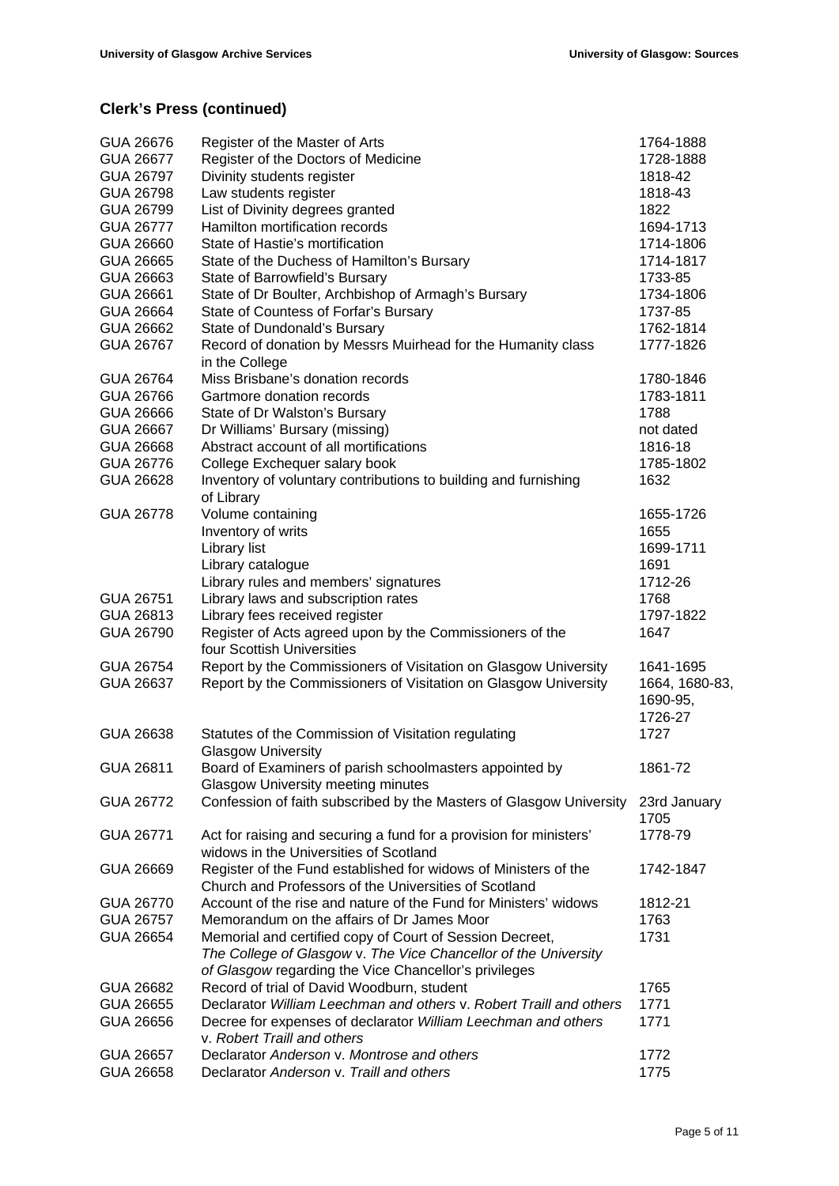## Clerk's Press (continued)

| | | |
|---|---|---|
| GUA 26676 | Register of the Master of Arts | 1764-1888 |
| GUA 26677 | Register of the Doctors of Medicine | 1728-1888 |
| GUA 26797 | Divinity students register | 1818-42 |
| GUA 26798 | Law students register | 1818-43 |
| GUA 26799 | List of Divinity degrees granted | 1822 |
| GUA 26777 | Hamilton mortification records | 1694-1713 |
| GUA 26660 | State of Hastie's mortification | 1714-1806 |
| GUA 26665 | State of the Duchess of Hamilton's Bursary | 1714-1817 |
| GUA 26663 | State of Barrowfield's Bursary | 1733-85 |
| GUA 26661 | State of Dr Boulter, Archbishop of Armagh's Bursary | 1734-1806 |
| GUA 26664 | State of Countess of Forfar's Bursary | 1737-85 |
| GUA 26662 | State of Dundonald's Bursary | 1762-1814 |
| GUA 26767 | Record of donation by Messrs Muirhead for the Humanity class in the College | 1777-1826 |
| GUA 26764 | Miss Brisbane's donation records | 1780-1846 |
| GUA 26766 | Gartmore donation records | 1783-1811 |
| GUA 26666 | State of Dr Walston's Bursary | 1788 |
| GUA 26667 | Dr Williams' Bursary (missing) | not dated |
| GUA 26668 | Abstract account of all mortifications | 1816-18 |
| GUA 26776 | College Exchequer salary book | 1785-1802 |
| GUA 26628 | Inventory of voluntary contributions to building and furnishing of Library | 1632 |
| GUA 26778 | Volume containing | 1655-1726 |
| | Inventory of writs | 1655 |
| | Library list | 1699-1711 |
| | Library catalogue | 1691 |
| | Library rules and members' signatures | 1712-26 |
| GUA 26751 | Library laws and subscription rates | 1768 |
| GUA 26813 | Library fees received register | 1797-1822 |
| GUA 26790 | Register of Acts agreed upon by the Commissioners of the four Scottish Universities | 1647 |
| GUA 26754 | Report by the Commissioners of Visitation on Glasgow University | 1641-1695 |
| GUA 26637 | Report by the Commissioners of Visitation on Glasgow University | 1664, 1680-83, 1690-95, 1726-27 |
| GUA 26638 | Statutes of the Commission of Visitation regulating Glasgow University | 1727 |
| GUA 26811 | Board of Examiners of parish schoolmasters appointed by Glasgow University meeting minutes | 1861-72 |
| GUA 26772 | Confession of faith subscribed by the Masters of Glasgow University | 23rd January 1705 |
| GUA 26771 | Act for raising and securing a fund for a provision for ministers' widows in the Universities of Scotland | 1778-79 |
| GUA 26669 | Register of the Fund established for widows of Ministers of the Church and Professors of the Universities of Scotland | 1742-1847 |
| GUA 26770 | Account of the rise and nature of the Fund for Ministers' widows | 1812-21 |
| GUA 26757 | Memorandum on the affairs of Dr James Moor | 1763 |
| GUA 26654 | Memorial and certified copy of Court of Session Decreet, *The College of Glasgow* v. *The Vice Chancellor of the University of Glasgow* regarding the Vice Chancellor's privileges | 1731 |
| GUA 26682 | Record of trial of David Woodburn, student | 1765 |
| GUA 26655 | Declarator *William Leechman and others* v. *Robert Traill and others* | 1771 |
| GUA 26656 | Decree for expenses of declarator *William Leechman and others* v. *Robert Traill and others* | 1771 |
| GUA 26657 | Declarator *Anderson* v. *Montrose and others* | 1772 |
| GUA 26658 | Declarator *Anderson* v. *Traill and others* | 1775 |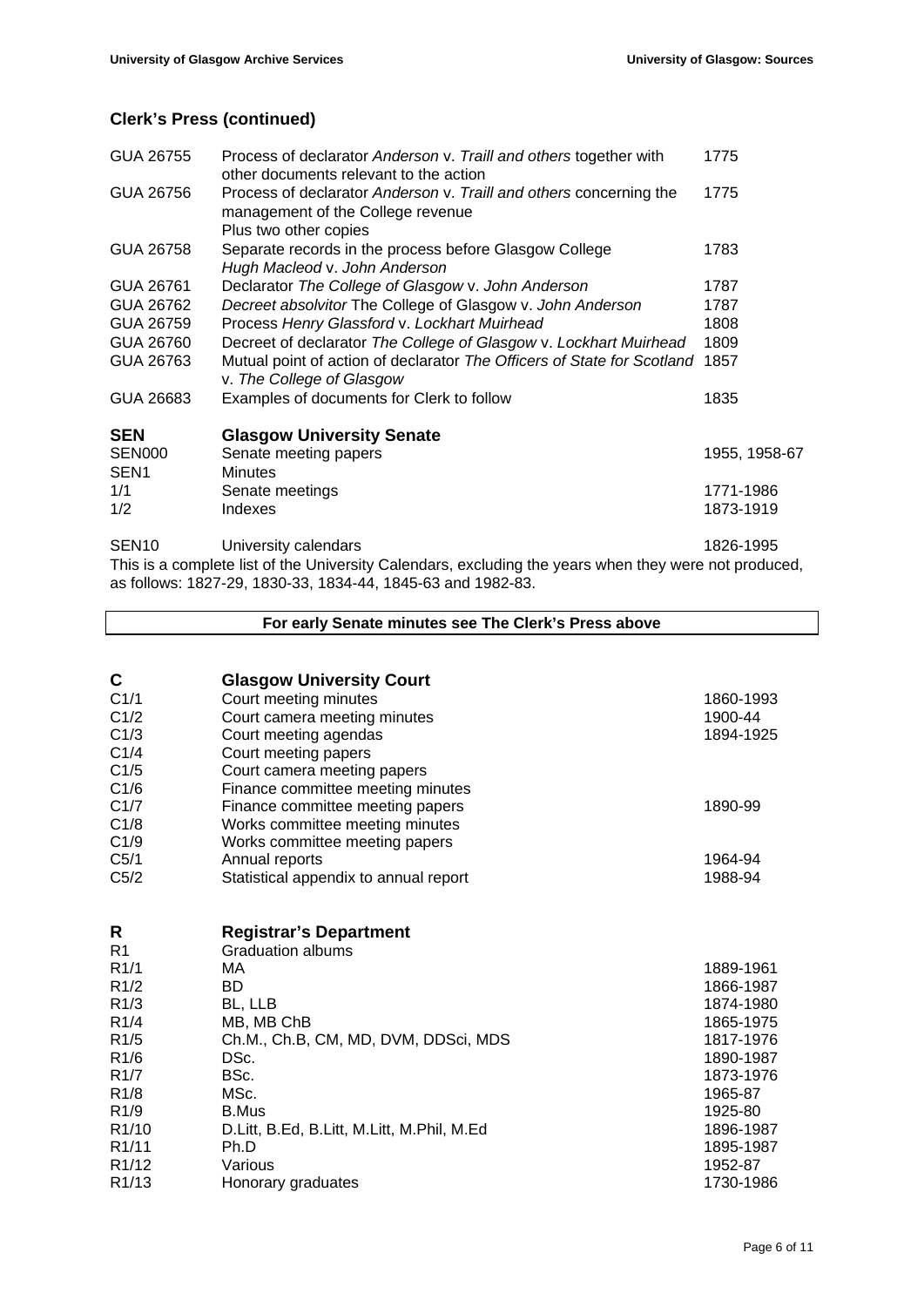## Clerk's Press (continued)

| | | |
|---|---|---|
| GUA 26755 | Process of declarator *Anderson* v. *Traill and others* together with other documents relevant to the action | 1775 |
| GUA 26756 | Process of declarator *Anderson* v. *Traill and others* concerning the management of the College revenue<br>Plus two other copies | 1775 |
| GUA 26758 | Separate records in the process before Glasgow College *Hugh Macleod* v. *John Anderson* | 1783 |
| GUA 26761 | Declarator *The College of Glasgow* v. *John Anderson* | 1787 |
| GUA 26762 | *Decreet absolvitor* The College of Glasgow v. *John Anderson* | 1787 |
| GUA 26759 | Process *Henry Glassford* v. *Lockhart Muirhead* | 1808 |
| GUA 26760 | Decreet of declarator *The College of Glasgow* v. *Lockhart Muirhead* | 1809 |
| GUA 26763 | Mutual point of action of declarator *The Officers of State for Scotland* v. *The College of Glasgow* | 1857 |
| GUA 26683 | Examples of documents for Clerk to follow | 1835 |

## SEN Glasgow University Senate

| | | |
|---|---|---|
| SEN000 | Senate meeting papers | 1955, 1958-67 |
| SEN1 | Minutes | |
| 1/1 | Senate meetings | 1771-1986 |
| 1/2 | Indexes | 1873-1919 |
| SEN10 | University calendars | 1826-1995 |

This is a complete list of the University Calendars, excluding the years when they were not produced, as follows: 1827-29, 1830-33, 1834-44, 1845-63 and 1982-83.

**For early Senate minutes see The Clerk's Press above**

## C Glasgow University Court

| | | |
|---|---|---|
| C1/1 | Court meeting minutes | 1860-1993 |
| C1/2 | Court camera meeting minutes | 1900-44 |
| C1/3 | Court meeting agendas | 1894-1925 |
| C1/4 | Court meeting papers | |
| C1/5 | Court camera meeting papers | |
| C1/6 | Finance committee meeting minutes | |
| C1/7 | Finance committee meeting papers | 1890-99 |
| C1/8 | Works committee meeting minutes | |
| C1/9 | Works committee meeting papers | |
| C5/1 | Annual reports | 1964-94 |
| C5/2 | Statistical appendix to annual report | 1988-94 |

## R Registrar's Department

| | | |
|---|---|---|
| R1 | Graduation albums | |
| R1/1 | MA | 1889-1961 |
| R1/2 | BD | 1866-1987 |
| R1/3 | BL, LLB | 1874-1980 |
| R1/4 | MB, MB ChB | 1865-1975 |
| R1/5 | Ch.M., Ch.B, CM, MD, DVM, DDSci, MDS | 1817-1976 |
| R1/6 | DSc. | 1890-1987 |
| R1/7 | BSc. | 1873-1976 |
| R1/8 | MSc. | 1965-87 |
| R1/9 | B.Mus | 1925-80 |
| R1/10 | D.Litt, B.Ed, B.Litt, M.Litt, M.Phil, M.Ed | 1896-1987 |
| R1/11 | Ph.D | 1895-1987 |
| R1/12 | Various | 1952-87 |
| R1/13 | Honorary graduates | 1730-1986 |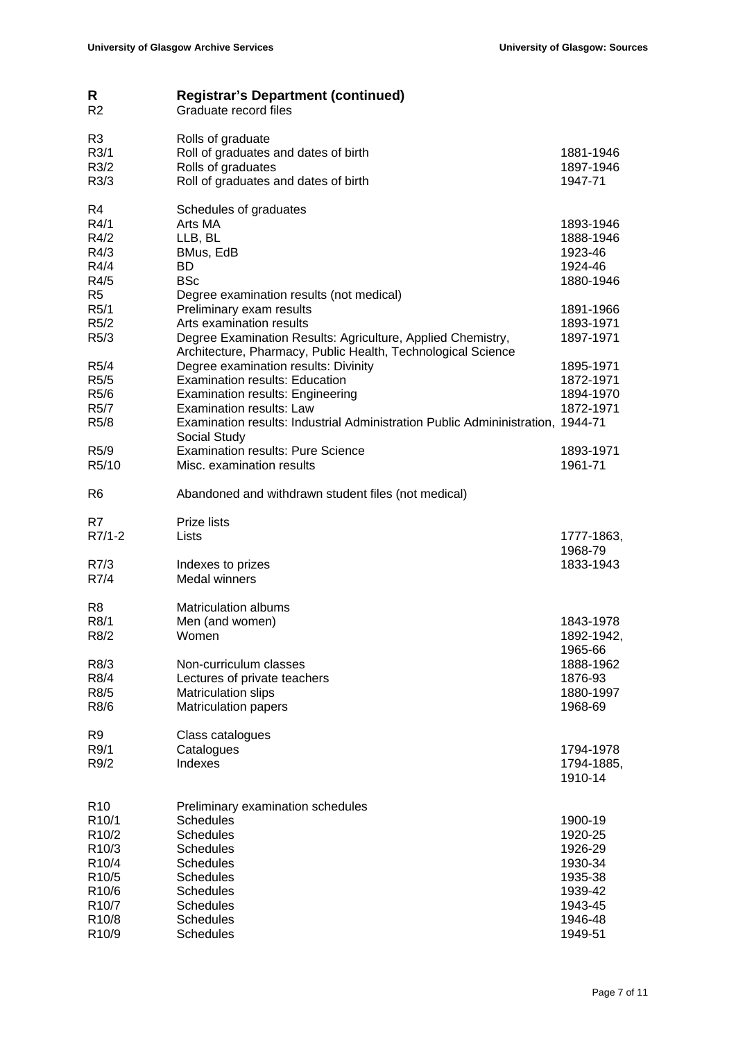## R Registrar's Department (continued)

| Ref | Description | Dates |
|---|---|---|
| R2 | Graduate record files | |
| | | |
| R3 | Rolls of graduate | |
| R3/1 | Roll of graduates and dates of birth | 1881-1946 |
| R3/2 | Rolls of graduates | 1897-1946 |
| R3/3 | Roll of graduates and dates of birth | 1947-71 |
| | | |
| R4 | Schedules of graduates | |
| R4/1 | Arts MA | 1893-1946 |
| R4/2 | LLB, BL | 1888-1946 |
| R4/3 | BMus, EdB | 1923-46 |
| R4/4 | BD | 1924-46 |
| R4/5 | BSc | 1880-1946 |
| R5 | Degree examination results (not medical) | |
| R5/1 | Preliminary exam results | 1891-1966 |
| R5/2 | Arts examination results | 1893-1971 |
| R5/3 | Degree Examination Results: Agriculture, Applied Chemistry, Architecture, Pharmacy, Public Health, Technological Science | 1897-1971 |
| R5/4 | Degree examination results: Divinity | 1895-1971 |
| R5/5 | Examination results: Education | 1872-1971 |
| R5/6 | Examination results: Engineering | 1894-1970 |
| R5/7 | Examination results: Law | 1872-1971 |
| R5/8 | Examination results: Industrial Administration Public Admininistration, Social Study | 1944-71 |
| R5/9 | Examination results: Pure Science | 1893-1971 |
| R5/10 | Misc. examination results | 1961-71 |
| | | |
| R6 | Abandoned and withdrawn student files (not medical) | |
| | | |
| R7 | Prize lists | |
| R7/1-2 | Lists | 1777-1863, 1968-79 |
| R7/3 | Indexes to prizes | 1833-1943 |
| R7/4 | Medal winners | |
| | | |
| R8 | Matriculation albums | |
| R8/1 | Men (and women) | 1843-1978 |
| R8/2 | Women | 1892-1942, 1965-66 |
| R8/3 | Non-curriculum classes | 1888-1962 |
| R8/4 | Lectures of private teachers | 1876-93 |
| R8/5 | Matriculation slips | 1880-1997 |
| R8/6 | Matriculation papers | 1968-69 |
| | | |
| R9 | Class catalogues | |
| R9/1 | Catalogues | 1794-1978 |
| R9/2 | Indexes | 1794-1885, 1910-14 |
| | | |
| R10 | Preliminary examination schedules | |
| R10/1 | Schedules | 1900-19 |
| R10/2 | Schedules | 1920-25 |
| R10/3 | Schedules | 1926-29 |
| R10/4 | Schedules | 1930-34 |
| R10/5 | Schedules | 1935-38 |
| R10/6 | Schedules | 1939-42 |
| R10/7 | Schedules | 1943-45 |
| R10/8 | Schedules | 1946-48 |
| R10/9 | Schedules | 1949-51 |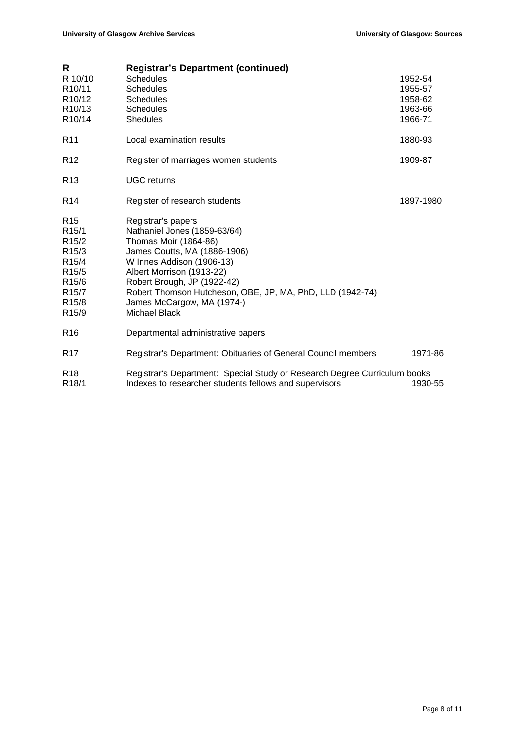| R | **Registrar's Department (continued)** | |
|---|---|---|
| R 10/10 | Schedules | 1952-54 |
| R10/11 | Schedules | 1955-57 |
| R10/12 | Schedules | 1958-62 |
| R10/13 | Schedules | 1963-66 |
| R10/14 | Shedules | 1966-71 |
| R11 | Local examination results | 1880-93 |
| R12 | Register of marriages women students | 1909-87 |
| R13 | UGC returns | |
| R14 | Register of research students | 1897-1980 |
| R15 | Registrar's papers | |
| R15/1 | Nathaniel Jones (1859-63/64) | |
| R15/2 | Thomas Moir (1864-86) | |
| R15/3 | James Coutts, MA (1886-1906) | |
| R15/4 | W Innes Addison (1906-13) | |
| R15/5 | Albert Morrison (1913-22) | |
| R15/6 | Robert Brough, JP (1922-42) | |
| R15/7 | Robert Thomson Hutcheson, OBE, JP, MA, PhD, LLD (1942-74) | |
| R15/8 | James McCargow, MA (1974-) | |
| R15/9 | Michael Black | |
| R16 | Departmental administrative papers | |
| R17 | Registrar's Department: Obituaries of General Council members | 1971-86 |
| R18 | Registrar's Department: Special Study or Research Degree Curriculum books | |
| R18/1 | Indexes to researcher students fellows and supervisors | 1930-55 |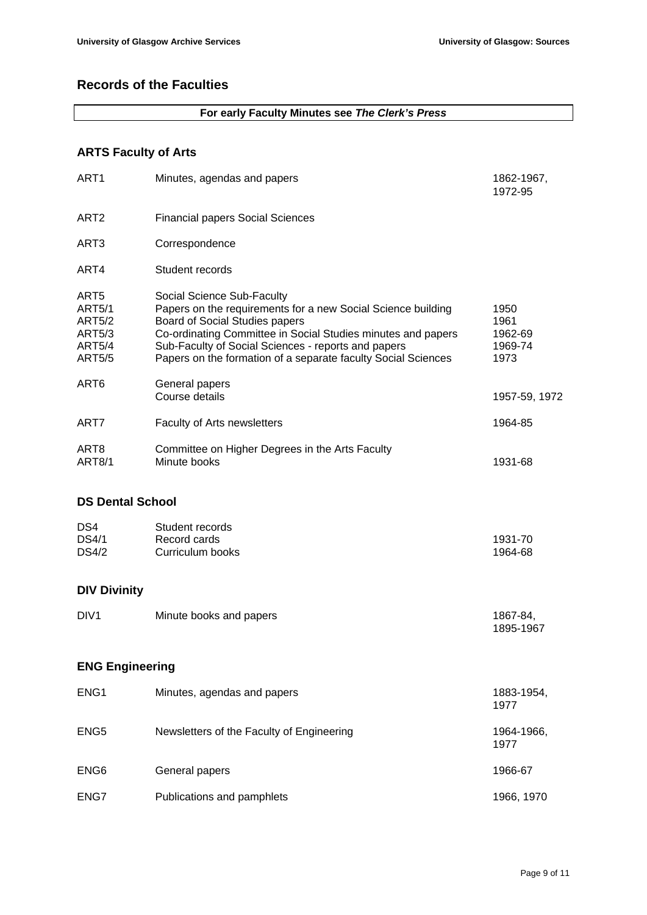## Records of the Faculties

**For early Faculty Minutes see *The Clerk's Press***

### ARTS Faculty of Arts

| | | |
|---|---|---|
| ART1 | Minutes, agendas and papers | 1862-1967, 1972-95 |
| ART2 | Financial papers Social Sciences | |
| ART3 | Correspondence | |
| ART4 | Student records | |
| ART5 | Social Science Sub-Faculty | |
| ART5/1 | Papers on the requirements for a new Social Science building | 1950 |
| ART5/2 | Board of Social Studies papers | 1961 |
| ART5/3 | Co-ordinating Committee in Social Studies minutes and papers | 1962-69 |
| ART5/4 | Sub-Faculty of Social Sciences - reports and papers | 1969-74 |
| ART5/5 | Papers on the formation of a separate faculty Social Sciences | 1973 |
| ART6 | General papers | |
| | Course details | 1957-59, 1972 |
| ART7 | Faculty of Arts newsletters | 1964-85 |
| ART8 | Committee on Higher Degrees in the Arts Faculty | |
| ART8/1 | Minute books | 1931-68 |

### DS Dental School

| | | |
|---|---|---|
| DS4 | Student records | |
| DS4/1 | Record cards | 1931-70 |
| DS4/2 | Curriculum books | 1964-68 |

### DIV Divinity

| | | |
|---|---|---|
| DIV1 | Minute books and papers | 1867-84, 1895-1967 |

### ENG Engineering

| | | |
|---|---|---|
| ENG1 | Minutes, agendas and papers | 1883-1954, 1977 |
| ENG5 | Newsletters of the Faculty of Engineering | 1964-1966, 1977 |
| ENG6 | General papers | 1966-67 |
| ENG7 | Publications and pamphlets | 1966, 1970 |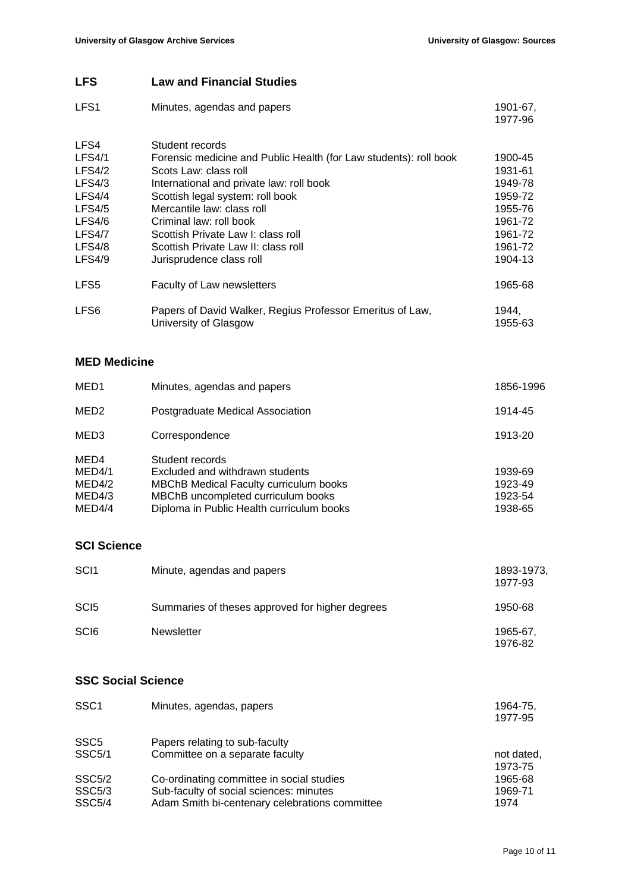## LFS Law and Financial Studies

| | | |
|---|---|---|
| LFS1 | Minutes, agendas and papers | 1901-67, 1977-96 |
| LFS4 | Student records | |
| LFS4/1 | Forensic medicine and Public Health (for Law students): roll book | 1900-45 |
| LFS4/2 | Scots Law: class roll | 1931-61 |
| LFS4/3 | International and private law: roll book | 1949-78 |
| LFS4/4 | Scottish legal system: roll book | 1959-72 |
| LFS4/5 | Mercantile law: class roll | 1955-76 |
| LFS4/6 | Criminal law: roll book | 1961-72 |
| LFS4/7 | Scottish Private Law I: class roll | 1961-72 |
| LFS4/8 | Scottish Private Law II: class roll | 1961-72 |
| LFS4/9 | Jurisprudence class roll | 1904-13 |
| LFS5 | Faculty of Law newsletters | 1965-68 |
| LFS6 | Papers of David Walker, Regius Professor Emeritus of Law, University of Glasgow | 1944, 1955-63 |

## MED Medicine

| | | |
|---|---|---|
| MED1 | Minutes, agendas and papers | 1856-1996 |
| MED2 | Postgraduate Medical Association | 1914-45 |
| MED3 | Correspondence | 1913-20 |
| MED4 | Student records | |
| MED4/1 | Excluded and withdrawn students | 1939-69 |
| MED4/2 | MBChB Medical Faculty curriculum books | 1923-49 |
| MED4/3 | MBChB uncompleted curriculum books | 1923-54 |
| MED4/4 | Diploma in Public Health curriculum books | 1938-65 |

## SCI Science

| | | |
|---|---|---|
| SCI1 | Minute, agendas and papers | 1893-1973, 1977-93 |
| SCI5 | Summaries of theses approved for higher degrees | 1950-68 |
| SCI6 | Newsletter | 1965-67, 1976-82 |

## SSC Social Science

| | | |
|---|---|---|
| SSC1 | Minutes, agendas, papers | 1964-75, 1977-95 |
| SSC5 | Papers relating to sub-faculty | |
| SSC5/1 | Committee on a separate faculty | not dated, 1973-75 |
| SSC5/2 | Co-ordinating committee in social studies | 1965-68 |
| SSC5/3 | Sub-faculty of social sciences: minutes | 1969-71 |
| SSC5/4 | Adam Smith bi-centenary celebrations committee | 1974 |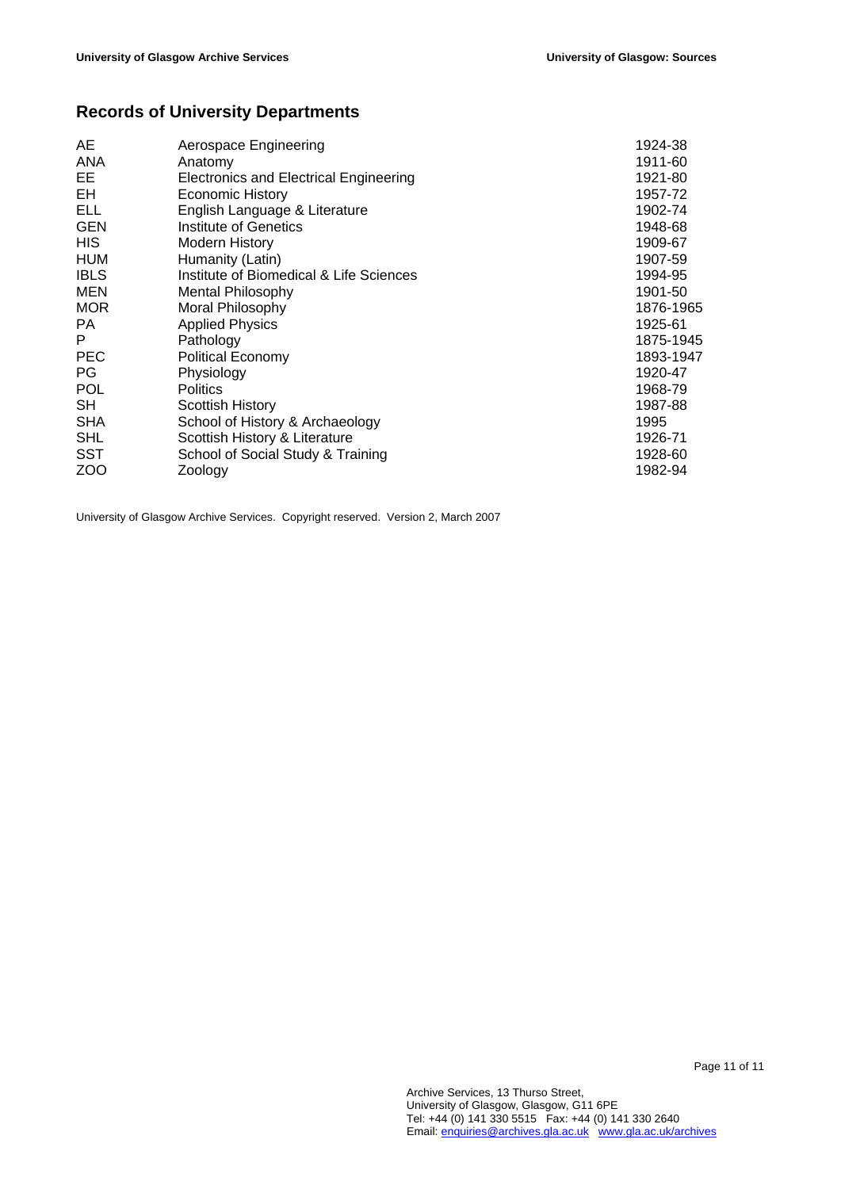## Records of University Departments

| | | |
|---|---|---|
| AE | Aerospace Engineering | 1924-38 |
| ANA | Anatomy | 1911-60 |
| EE | Electronics and Electrical Engineering | 1921-80 |
| EH | Economic History | 1957-72 |
| ELL | English Language & Literature | 1902-74 |
| GEN | Institute of Genetics | 1948-68 |
| HIS | Modern History | 1909-67 |
| HUM | Humanity (Latin) | 1907-59 |
| IBLS | Institute of Biomedical & Life Sciences | 1994-95 |
| MEN | Mental Philosophy | 1901-50 |
| MOR | Moral Philosophy | 1876-1965 |
| PA | Applied Physics | 1925-61 |
| P | Pathology | 1875-1945 |
| PEC | Political Economy | 1893-1947 |
| PG | Physiology | 1920-47 |
| POL | Politics | 1968-79 |
| SH | Scottish History | 1987-88 |
| SHA | School of History & Archaeology | 1995 |
| SHL | Scottish History & Literature | 1926-71 |
| SST | School of Social Study & Training | 1928-60 |
| ZOO | Zoology | 1982-94 |

University of Glasgow Archive Services. Copyright reserved. Version 2, March 2007

Archive Services, 13 Thurso Street,
University of Glasgow, Glasgow, G11 6PE
Tel: +44 (0) 141 330 5515 Fax: +44 (0) 141 330 2640
Email: enquiries@archives.gla.ac.uk www.gla.ac.uk/archives